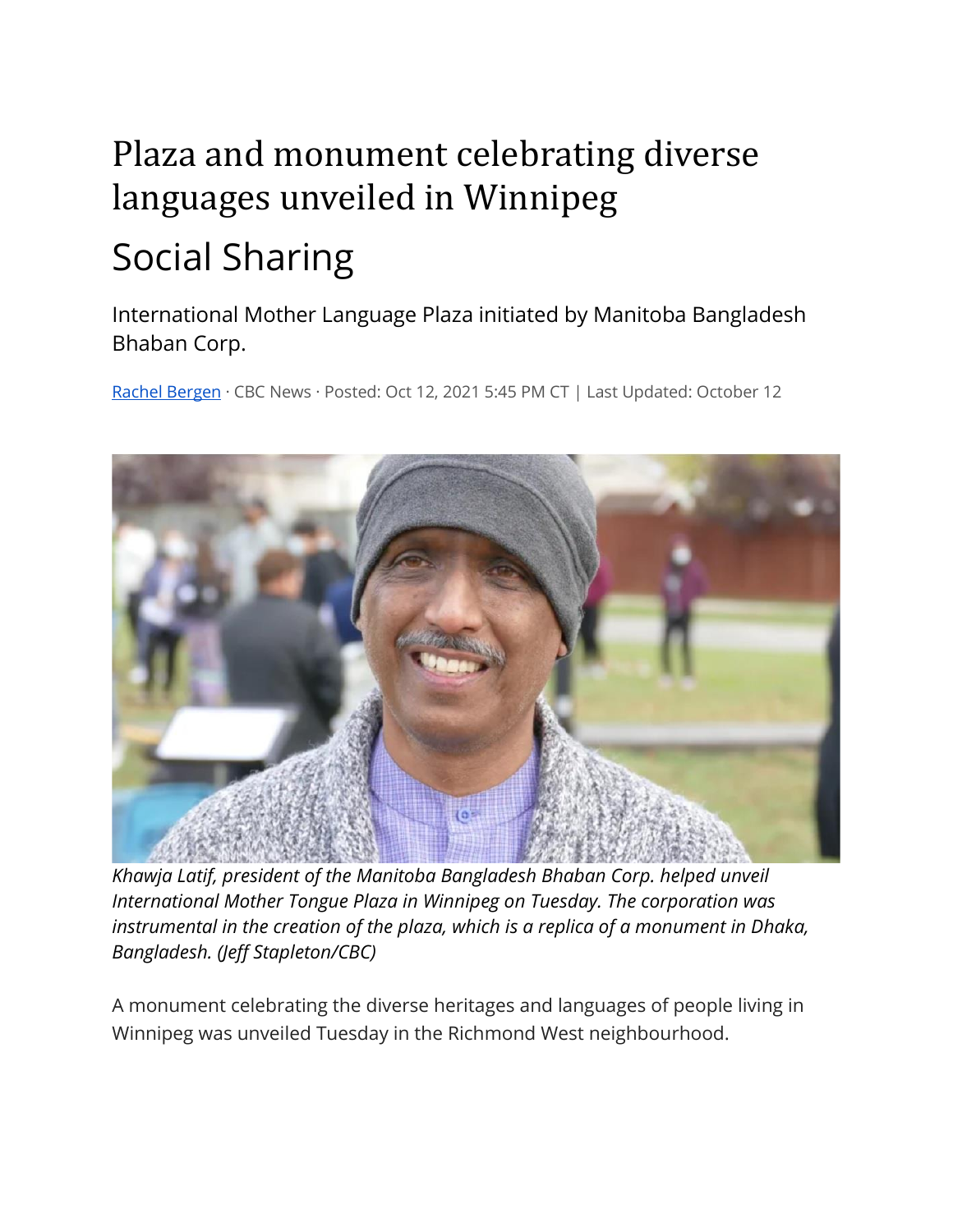# Plaza and monument celebrating diverse languages unveiled in Winnipeg

## Social Sharing

International Mother Language Plaza initiated by Manitoba Bangladesh Bhaban Corp.

[Rachel Bergen](Rachel Bergen) · CBC News · Posted: Oct 12, 2021 5:45 PM CT | Last Updated: October 12

*Khawja Latif, president of the Manitoba Bangladesh Bhaban Corp. helped unveil International Mother Tongue Plaza in Winnipeg on Tuesday. The corporation was instrumental in the creation of the plaza, which is a replica of a monument in Dhaka, Bangladesh. (Jeff Stapleton/CBC)*

A monument celebrating the diverse heritages and languages of people living in Winnipeg was unveiled Tuesday in the Richmond West neighbourhood.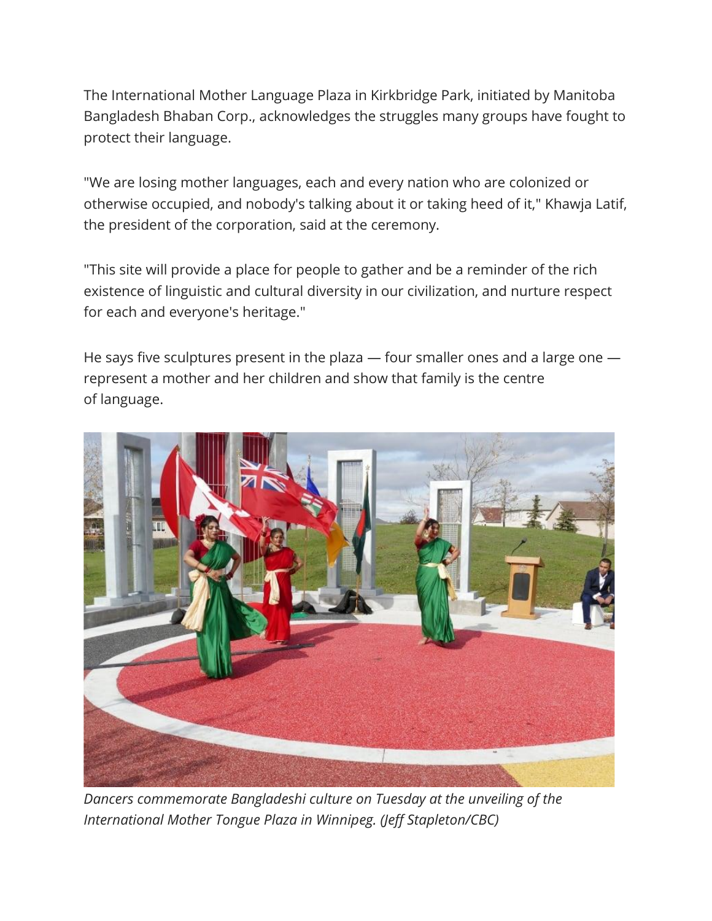The International Mother Language Plaza in Kirkbridge Park, initiated by Manitoba Bangladesh Bhaban Corp., acknowledges the struggles many groups have fought to protect their language.

"We are losing mother languages, each and every nation who are colonized or otherwise occupied, and nobody's talking about it or taking heed of it," Khawja Latif, the president of the corporation, said at the ceremony.

"This site will provide a place for people to gather and be a reminder of the rich existence of linguistic and cultural diversity in our civilization, and nurture respect for each and everyone's heritage."

He says five sculptures present in the plaza — four smaller ones and a large one — represent a mother and her children and show that family is the centre of language.

*Dancers commemorate Bangladeshi culture on Tuesday at the unveiling of the International Mother Tongue Plaza in Winnipeg. (Jeff Stapleton/CBC)*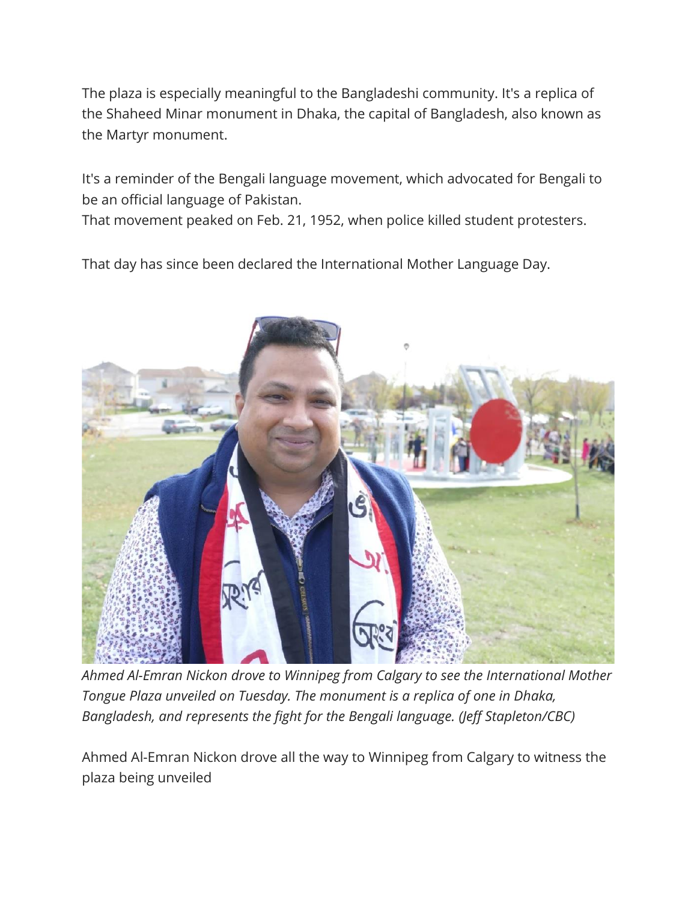The plaza is especially meaningful to the Bangladeshi community. It's a replica of the Shaheed Minar monument in Dhaka, the capital of Bangladesh, also known as the Martyr monument.

It's a reminder of the Bengali language movement, which advocated for Bengali to be an official language of Pakistan.
That movement peaked on Feb. 21, 1952, when police killed student protesters.

That day has since been declared the International Mother Language Day.

*Ahmed Al-Emran Nickon drove to Winnipeg from Calgary to see the International Mother Tongue Plaza unveiled on Tuesday. The monument is a replica of one in Dhaka, Bangladesh, and represents the fight for the Bengali language. (Jeff Stapleton/CBC)*

Ahmed Al-Emran Nickon drove all the way to Winnipeg from Calgary to witness the plaza being unveiled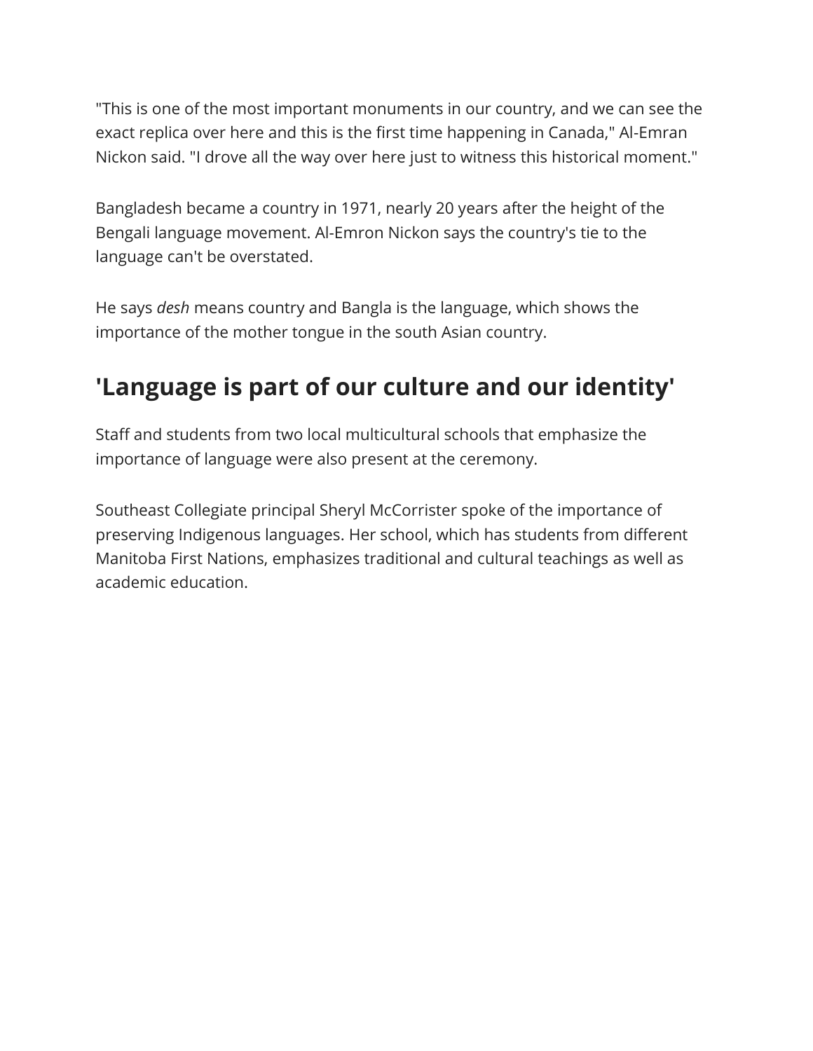"This is one of the most important monuments in our country, and we can see the exact replica over here and this is the first time happening in Canada," Al-Emran Nickon said. "I drove all the way over here just to witness this historical moment."

Bangladesh became a country in 1971, nearly 20 years after the height of the Bengali language movement. Al-Emron Nickon says the country's tie to the language can't be overstated.

He says *desh* means country and Bangla is the language, which shows the importance of the mother tongue in the south Asian country.

## 'Language is part of our culture and our identity'

Staff and students from two local multicultural schools that emphasize the importance of language were also present at the ceremony.

Southeast Collegiate principal Sheryl McCorrister spoke of the importance of preserving Indigenous languages. Her school, which has students from different Manitoba First Nations, emphasizes traditional and cultural teachings as well as academic education.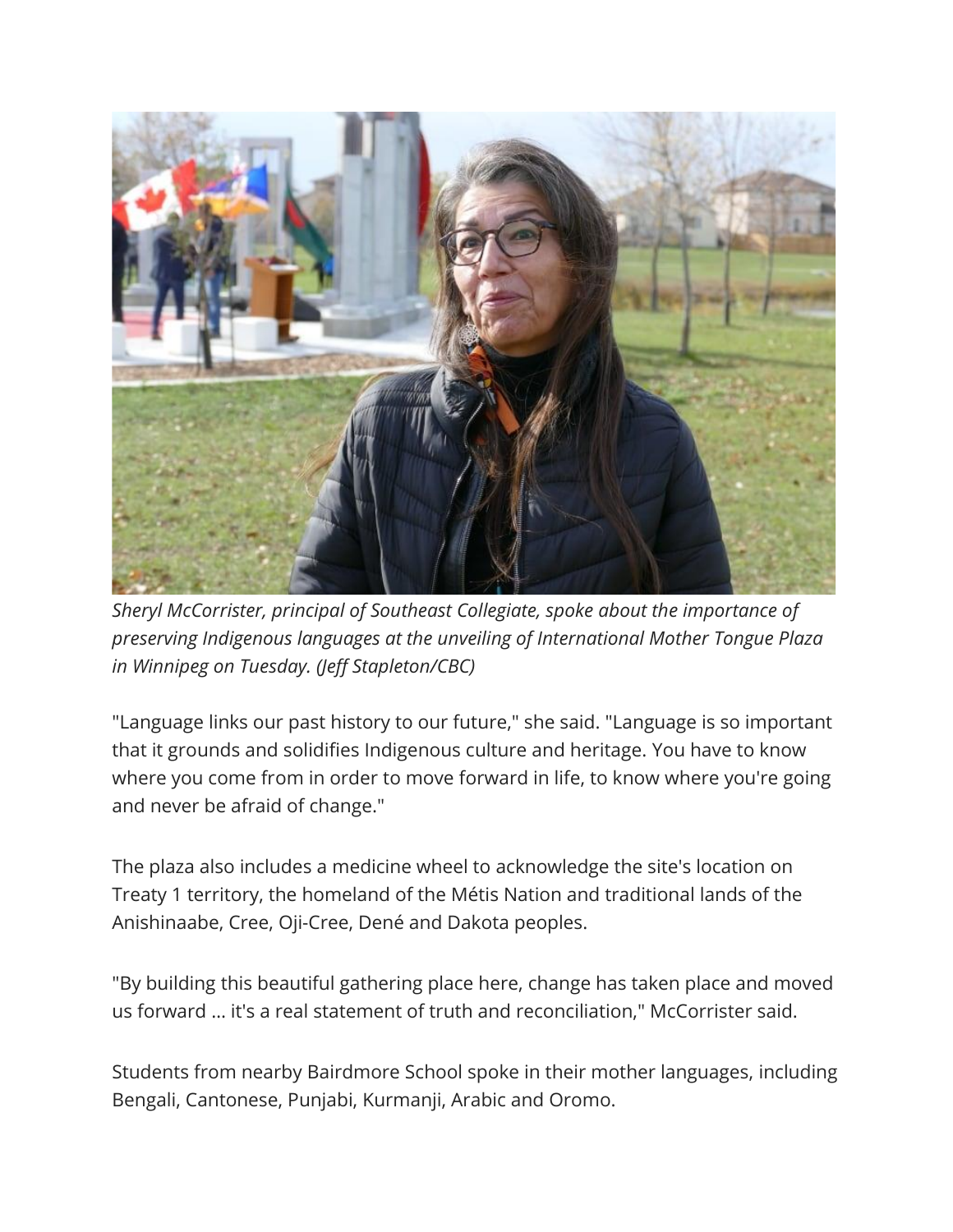*Sheryl McCorrister, principal of Southeast Collegiate, spoke about the importance of preserving Indigenous languages at the unveiling of International Mother Tongue Plaza in Winnipeg on Tuesday. (Jeff Stapleton/CBC)*

"Language links our past history to our future," she said. "Language is so important that it grounds and solidifies Indigenous culture and heritage. You have to know where you come from in order to move forward in life, to know where you're going and never be afraid of change."

The plaza also includes a medicine wheel to acknowledge the site's location on Treaty 1 territory, the homeland of the Métis Nation and traditional lands of the Anishinaabe, Cree, Oji-Cree, Dené and Dakota peoples.

"By building this beautiful gathering place here, change has taken place and moved us forward ... it's a real statement of truth and reconciliation," McCorrister said.

Students from nearby Bairdmore School spoke in their mother languages, including Bengali, Cantonese, Punjabi, Kurmanji, Arabic and Oromo.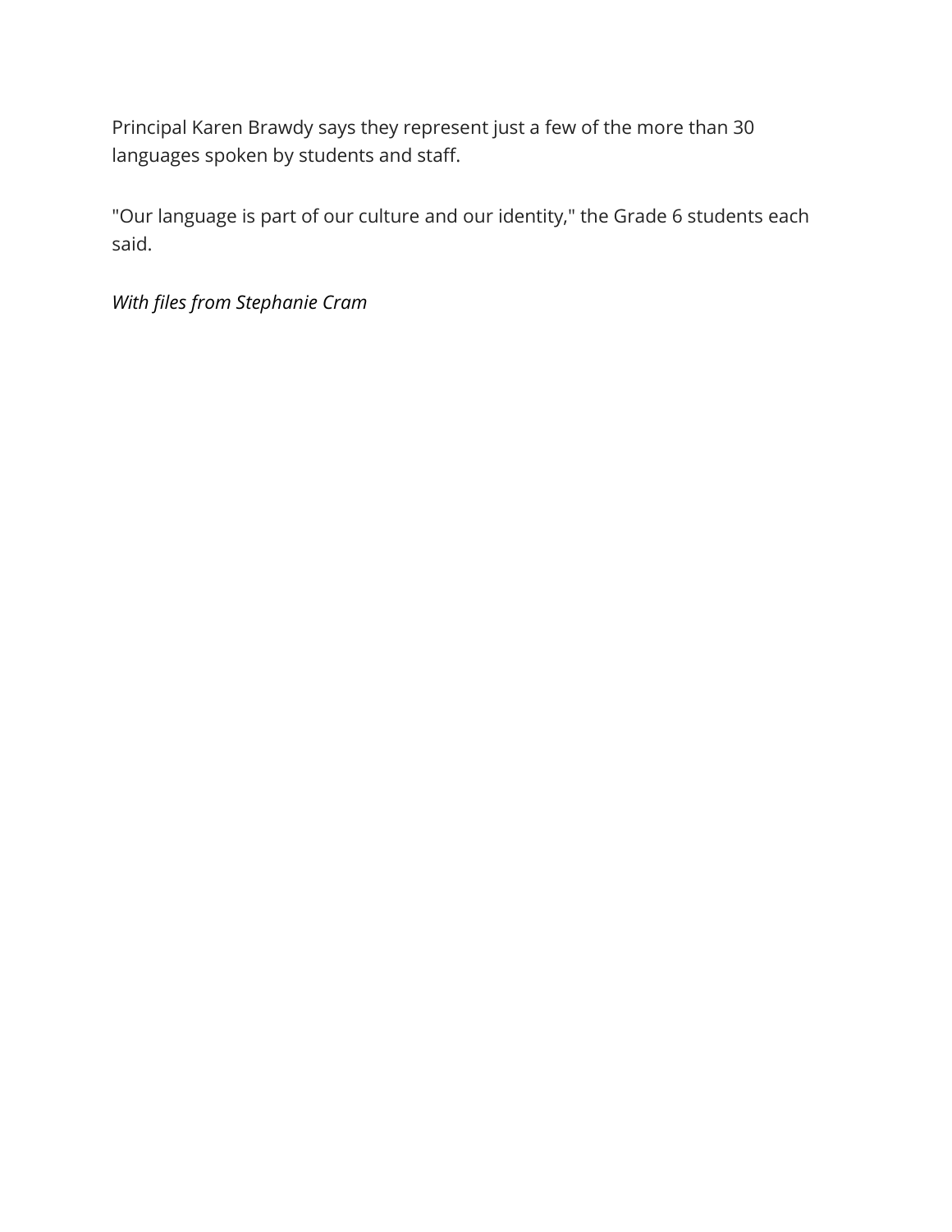Principal Karen Brawdy says they represent just a few of the more than 30 languages spoken by students and staff.

"Our language is part of our culture and our identity," the Grade 6 students each said.

*With files from Stephanie Cram*